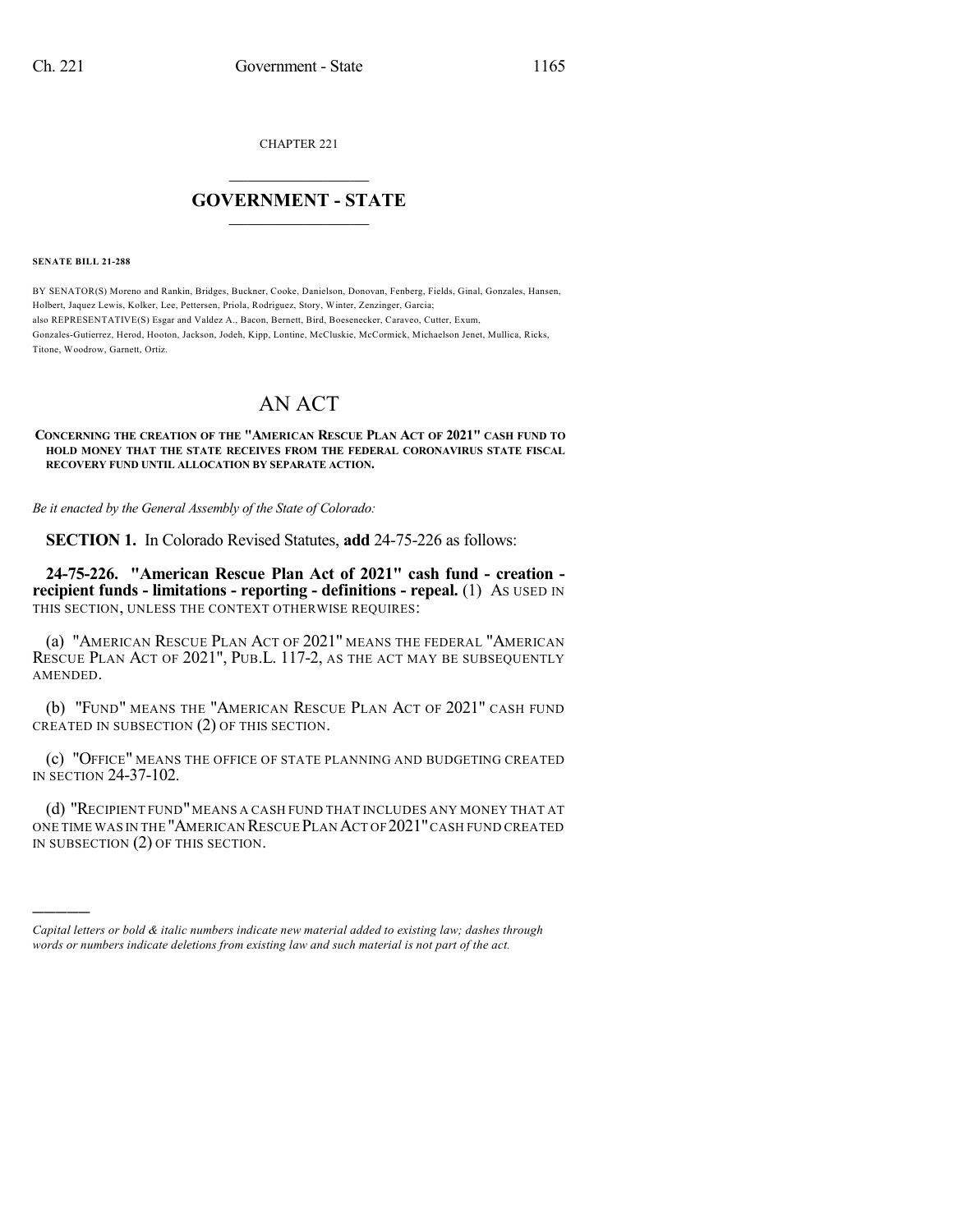CHAPTER 221

# GOVERNMENT - STATE

**SENATE BILL 21-288**

BY SENATOR(S) Moreno and Rankin, Bridges, Buckner, Cooke, Danielson, Donovan, Fenberg, Fields, Ginal, Gonzales, Hansen, Holbert, Jaquez Lewis, Kolker, Lee, Pettersen, Priola, Rodriguez, Story, Winter, Zenzinger, Garcia;
also REPRESENTATIVE(S) Esgar and Valdez A., Bacon, Bernett, Bird, Boesenecker, Caraveo, Cutter, Exum, Gonzales-Gutierrez, Herod, Hooton, Jackson, Jodeh, Kipp, Lontine, McCluskie, McCormick, Michaelson Jenet, Mullica, Ricks, Titone, Woodrow, Garnett, Ortiz.

# AN ACT

**CONCERNING THE CREATION OF THE "AMERICAN RESCUE PLAN ACT OF 2021" CASH FUND TO HOLD MONEY THAT THE STATE RECEIVES FROM THE FEDERAL CORONAVIRUS STATE FISCAL RECOVERY FUND UNTIL ALLOCATION BY SEPARATE ACTION.**

*Be it enacted by the General Assembly of the State of Colorado:*

**SECTION 1.** In Colorado Revised Statutes, **add** 24-75-226 as follows:

**24-75-226. "American Rescue Plan Act of 2021" cash fund - creation - recipient funds - limitations - reporting - definitions - repeal.** (1) AS USED IN THIS SECTION, UNLESS THE CONTEXT OTHERWISE REQUIRES:

(a) "AMERICAN RESCUE PLAN ACT OF 2021" MEANS THE FEDERAL "AMERICAN RESCUE PLAN ACT OF 2021", PUB.L. 117-2, AS THE ACT MAY BE SUBSEQUENTLY AMENDED.

(b) "FUND" MEANS THE "AMERICAN RESCUE PLAN ACT OF 2021" CASH FUND CREATED IN SUBSECTION (2) OF THIS SECTION.

(c) "OFFICE" MEANS THE OFFICE OF STATE PLANNING AND BUDGETING CREATED IN SECTION 24-37-102.

(d) "RECIPIENT FUND" MEANS A CASH FUND THAT INCLUDES ANY MONEY THAT AT ONE TIME WAS IN THE "AMERICAN RESCUE PLAN ACT OF 2021" CASH FUND CREATED IN SUBSECTION (2) OF THIS SECTION.

---

*Capital letters or bold & italic numbers indicate new material added to existing law; dashes through words or numbers indicate deletions from existing law and such material is not part of the act.*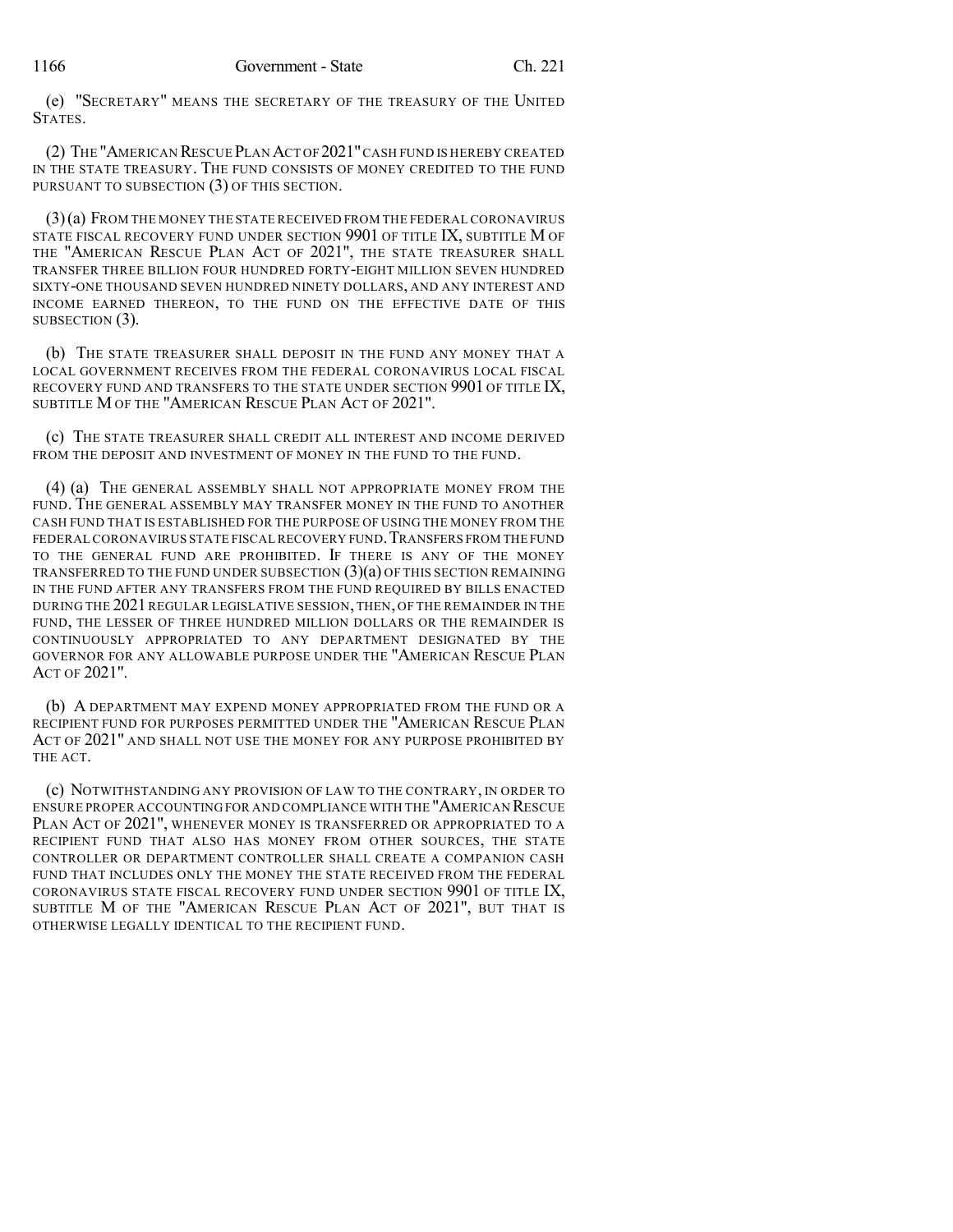(e) "SECRETARY" MEANS THE SECRETARY OF THE TREASURY OF THE UNITED STATES.

(2) THE "AMERICAN RESCUE PLAN ACT OF 2021" CASH FUND IS HEREBY CREATED IN THE STATE TREASURY. THE FUND CONSISTS OF MONEY CREDITED TO THE FUND PURSUANT TO SUBSECTION (3) OF THIS SECTION.

(3) (a) FROM THE MONEY THE STATE RECEIVED FROM THE FEDERAL CORONAVIRUS STATE FISCAL RECOVERY FUND UNDER SECTION 9901 OF TITLE IX, SUBTITLE M OF THE "AMERICAN RESCUE PLAN ACT OF 2021", THE STATE TREASURER SHALL TRANSFER THREE BILLION FOUR HUNDRED FORTY-EIGHT MILLION SEVEN HUNDRED SIXTY-ONE THOUSAND SEVEN HUNDRED NINETY DOLLARS, AND ANY INTEREST AND INCOME EARNED THEREON, TO THE FUND ON THE EFFECTIVE DATE OF THIS SUBSECTION (3).

(b) THE STATE TREASURER SHALL DEPOSIT IN THE FUND ANY MONEY THAT A LOCAL GOVERNMENT RECEIVES FROM THE FEDERAL CORONAVIRUS LOCAL FISCAL RECOVERY FUND AND TRANSFERS TO THE STATE UNDER SECTION 9901 OF TITLE IX, SUBTITLE M OF THE "AMERICAN RESCUE PLAN ACT OF 2021".

(c) THE STATE TREASURER SHALL CREDIT ALL INTEREST AND INCOME DERIVED FROM THE DEPOSIT AND INVESTMENT OF MONEY IN THE FUND TO THE FUND.

(4) (a) THE GENERAL ASSEMBLY SHALL NOT APPROPRIATE MONEY FROM THE FUND. THE GENERAL ASSEMBLY MAY TRANSFER MONEY IN THE FUND TO ANOTHER CASH FUND THAT IS ESTABLISHED FOR THE PURPOSE OF USING THE MONEY FROM THE FEDERAL CORONAVIRUS STATE FISCAL RECOVERY FUND. TRANSFERS FROM THE FUND TO THE GENERAL FUND ARE PROHIBITED. IF THERE IS ANY OF THE MONEY TRANSFERRED TO THE FUND UNDER SUBSECTION (3)(a) OF THIS SECTION REMAINING IN THE FUND AFTER ANY TRANSFERS FROM THE FUND REQUIRED BY BILLS ENACTED DURING THE 2021 REGULAR LEGISLATIVE SESSION, THEN, OF THE REMAINDER IN THE FUND, THE LESSER OF THREE HUNDRED MILLION DOLLARS OR THE REMAINDER IS CONTINUOUSLY APPROPRIATED TO ANY DEPARTMENT DESIGNATED BY THE GOVERNOR FOR ANY ALLOWABLE PURPOSE UNDER THE "AMERICAN RESCUE PLAN ACT OF 2021".

(b) A DEPARTMENT MAY EXPEND MONEY APPROPRIATED FROM THE FUND OR A RECIPIENT FUND FOR PURPOSES PERMITTED UNDER THE "AMERICAN RESCUE PLAN ACT OF 2021" AND SHALL NOT USE THE MONEY FOR ANY PURPOSE PROHIBITED BY THE ACT.

(c) NOTWITHSTANDING ANY PROVISION OF LAW TO THE CONTRARY, IN ORDER TO ENSURE PROPER ACCOUNTING FOR AND COMPLIANCE WITH THE "AMERICAN RESCUE PLAN ACT OF 2021", WHENEVER MONEY IS TRANSFERRED OR APPROPRIATED TO A RECIPIENT FUND THAT ALSO HAS MONEY FROM OTHER SOURCES, THE STATE CONTROLLER OR DEPARTMENT CONTROLLER SHALL CREATE A COMPANION CASH FUND THAT INCLUDES ONLY THE MONEY THE STATE RECEIVED FROM THE FEDERAL CORONAVIRUS STATE FISCAL RECOVERY FUND UNDER SECTION 9901 OF TITLE IX, SUBTITLE M OF THE "AMERICAN RESCUE PLAN ACT OF 2021", BUT THAT IS OTHERWISE LEGALLY IDENTICAL TO THE RECIPIENT FUND.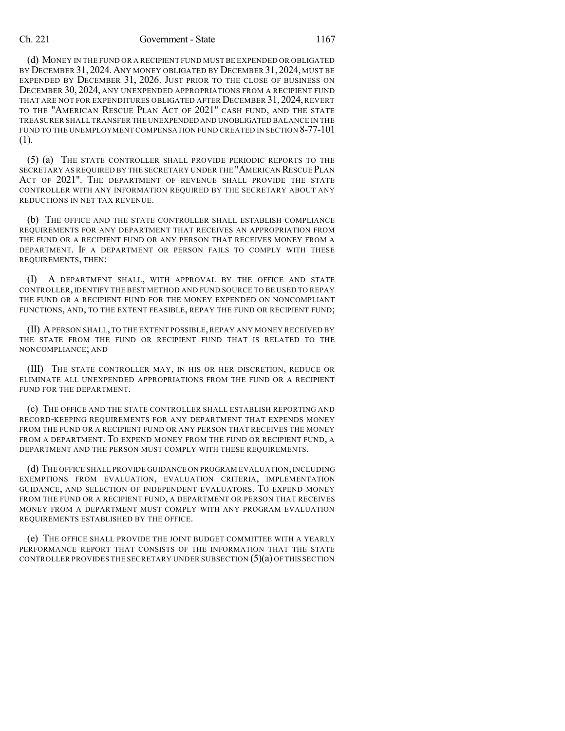(d) MONEY IN THE FUND OR A RECIPIENT FUND MUST BE EXPENDED OR OBLIGATED BY DECEMBER 31, 2024. ANY MONEY OBLIGATED BY DECEMBER 31, 2024, MUST BE EXPENDED BY DECEMBER 31, 2026. JUST PRIOR TO THE CLOSE OF BUSINESS ON DECEMBER 30, 2024, ANY UNEXPENDED APPROPRIATIONS FROM A RECIPIENT FUND THAT ARE NOT FOR EXPENDITURES OBLIGATED AFTER DECEMBER 31, 2024, REVERT TO THE "AMERICAN RESCUE PLAN ACT OF 2021" CASH FUND, AND THE STATE TREASURER SHALL TRANSFER THE UNEXPENDED AND UNOBLIGATED BALANCE IN THE FUND TO THE UNEMPLOYMENT COMPENSATION FUND CREATED IN SECTION 8-77-101 (1).

(5) (a) THE STATE CONTROLLER SHALL PROVIDE PERIODIC REPORTS TO THE SECRETARY AS REQUIRED BY THE SECRETARY UNDER THE "AMERICAN RESCUE PLAN ACT OF 2021". THE DEPARTMENT OF REVENUE SHALL PROVIDE THE STATE CONTROLLER WITH ANY INFORMATION REQUIRED BY THE SECRETARY ABOUT ANY REDUCTIONS IN NET TAX REVENUE.

(b) THE OFFICE AND THE STATE CONTROLLER SHALL ESTABLISH COMPLIANCE REQUIREMENTS FOR ANY DEPARTMENT THAT RECEIVES AN APPROPRIATION FROM THE FUND OR A RECIPIENT FUND OR ANY PERSON THAT RECEIVES MONEY FROM A DEPARTMENT. IF A DEPARTMENT OR PERSON FAILS TO COMPLY WITH THESE REQUIREMENTS, THEN:

(I) A DEPARTMENT SHALL, WITH APPROVAL BY THE OFFICE AND STATE CONTROLLER, IDENTIFY THE BEST METHOD AND FUND SOURCE TO BE USED TO REPAY THE FUND OR A RECIPIENT FUND FOR THE MONEY EXPENDED ON NONCOMPLIANT FUNCTIONS, AND, TO THE EXTENT FEASIBLE, REPAY THE FUND OR RECIPIENT FUND;

(II) A PERSON SHALL, TO THE EXTENT POSSIBLE, REPAY ANY MONEY RECEIVED BY THE STATE FROM THE FUND OR RECIPIENT FUND THAT IS RELATED TO THE NONCOMPLIANCE; AND

(III) THE STATE CONTROLLER MAY, IN HIS OR HER DISCRETION, REDUCE OR ELIMINATE ALL UNEXPENDED APPROPRIATIONS FROM THE FUND OR A RECIPIENT FUND FOR THE DEPARTMENT.

(c) THE OFFICE AND THE STATE CONTROLLER SHALL ESTABLISH REPORTING AND RECORD-KEEPING REQUIREMENTS FOR ANY DEPARTMENT THAT EXPENDS MONEY FROM THE FUND OR A RECIPIENT FUND OR ANY PERSON THAT RECEIVES THE MONEY FROM A DEPARTMENT. TO EXPEND MONEY FROM THE FUND OR RECIPIENT FUND, A DEPARTMENT AND THE PERSON MUST COMPLY WITH THESE REQUIREMENTS.

(d) THE OFFICE SHALL PROVIDE GUIDANCE ON PROGRAM EVALUATION, INCLUDING EXEMPTIONS FROM EVALUATION, EVALUATION CRITERIA, IMPLEMENTATION GUIDANCE, AND SELECTION OF INDEPENDENT EVALUATORS. TO EXPEND MONEY FROM THE FUND OR A RECIPIENT FUND, A DEPARTMENT OR PERSON THAT RECEIVES MONEY FROM A DEPARTMENT MUST COMPLY WITH ANY PROGRAM EVALUATION REQUIREMENTS ESTABLISHED BY THE OFFICE.

(e) THE OFFICE SHALL PROVIDE THE JOINT BUDGET COMMITTEE WITH A YEARLY PERFORMANCE REPORT THAT CONSISTS OF THE INFORMATION THAT THE STATE CONTROLLER PROVIDES THE SECRETARY UNDER SUBSECTION (5)(a) OF THIS SECTION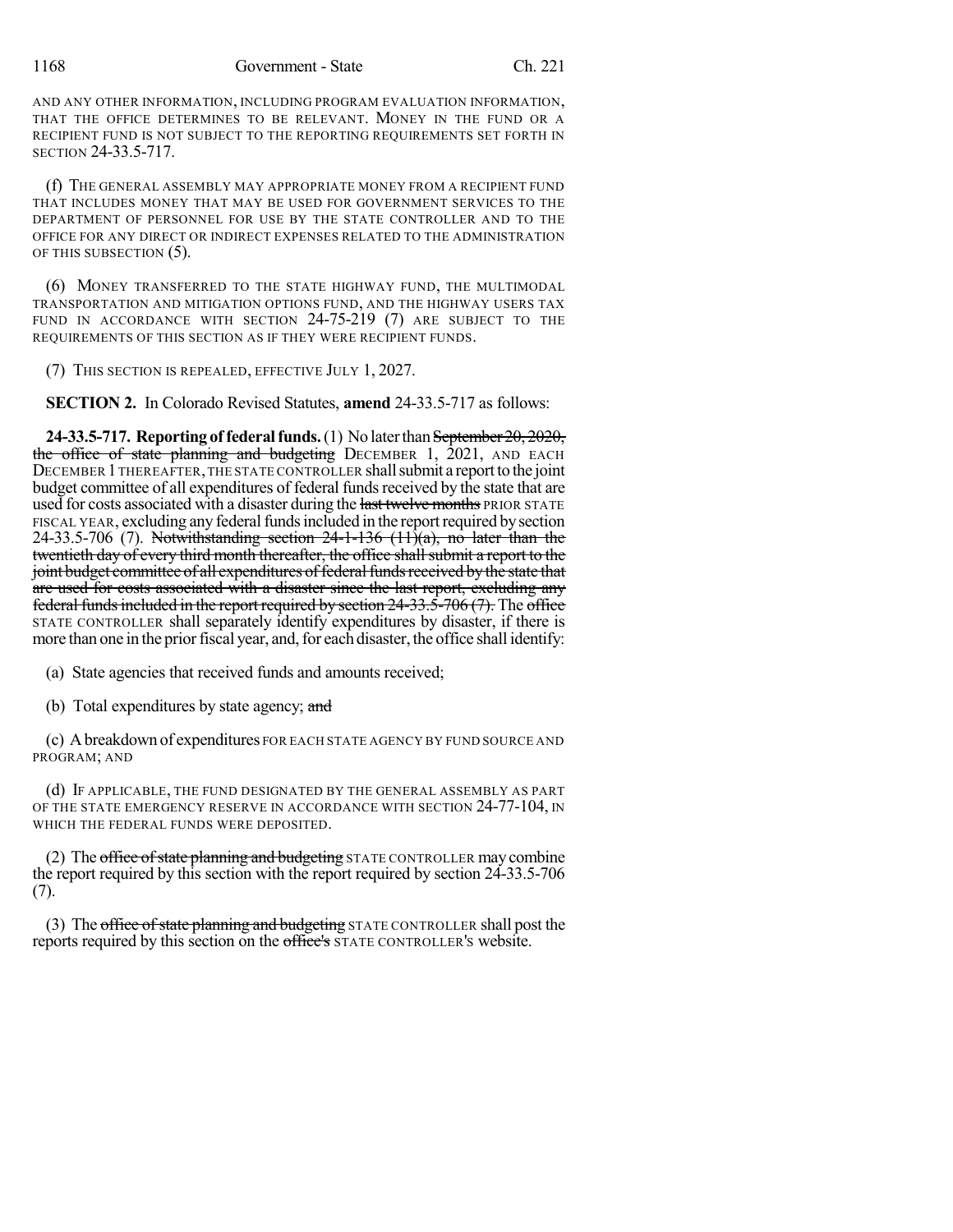AND ANY OTHER INFORMATION, INCLUDING PROGRAM EVALUATION INFORMATION, THAT THE OFFICE DETERMINES TO BE RELEVANT. MONEY IN THE FUND OR A RECIPIENT FUND IS NOT SUBJECT TO THE REPORTING REQUIREMENTS SET FORTH IN SECTION 24-33.5-717.

(f) THE GENERAL ASSEMBLY MAY APPROPRIATE MONEY FROM A RECIPIENT FUND THAT INCLUDES MONEY THAT MAY BE USED FOR GOVERNMENT SERVICES TO THE DEPARTMENT OF PERSONNEL FOR USE BY THE STATE CONTROLLER AND TO THE OFFICE FOR ANY DIRECT OR INDIRECT EXPENSES RELATED TO THE ADMINISTRATION OF THIS SUBSECTION (5).

(6) MONEY TRANSFERRED TO THE STATE HIGHWAY FUND, THE MULTIMODAL TRANSPORTATION AND MITIGATION OPTIONS FUND, AND THE HIGHWAY USERS TAX FUND IN ACCORDANCE WITH SECTION 24-75-219 (7) ARE SUBJECT TO THE REQUIREMENTS OF THIS SECTION AS IF THEY WERE RECIPIENT FUNDS.

(7) THIS SECTION IS REPEALED, EFFECTIVE JULY 1, 2027.

**SECTION 2.** In Colorado Revised Statutes, **amend** 24-33.5-717 as follows:

**24-33.5-717. Reporting of federal funds.** (1) No later than ~~September 20, 2020, the office of state planning and budgeting~~ DECEMBER 1, 2021, AND EACH DECEMBER 1 THEREAFTER, THE STATE CONTROLLER shall submit a report to the joint budget committee of all expenditures of federal funds received by the state that are used for costs associated with a disaster during the ~~last twelve months~~ PRIOR STATE FISCAL YEAR, excluding any federal funds included in the report required by section 24-33.5-706 (7). ~~Notwithstanding section 24-1-136 (11)(a), no later than the twentieth day of every third month thereafter, the office shall submit a report to the joint budget committee of all expenditures of federal funds received by the state that are used for costs associated with a disaster since the last report, excluding any federal funds included in the report required by section 24-33.5-706 (7).~~ The ~~office~~ STATE CONTROLLER shall separately identify expenditures by disaster, if there is more than one in the prior fiscal year, and, for each disaster, the office shall identify:

(a) State agencies that received funds and amounts received;

(b) Total expenditures by state agency; ~~and~~

(c) A breakdown of expenditures FOR EACH STATE AGENCY BY FUND SOURCE AND PROGRAM; AND

(d) IF APPLICABLE, THE FUND DESIGNATED BY THE GENERAL ASSEMBLY AS PART OF THE STATE EMERGENCY RESERVE IN ACCORDANCE WITH SECTION 24-77-104, IN WHICH THE FEDERAL FUNDS WERE DEPOSITED.

(2) The ~~office of state planning and budgeting~~ STATE CONTROLLER may combine the report required by this section with the report required by section 24-33.5-706 (7).

(3) The ~~office of state planning and budgeting~~ STATE CONTROLLER shall post the reports required by this section on the ~~office's~~ STATE CONTROLLER'S website.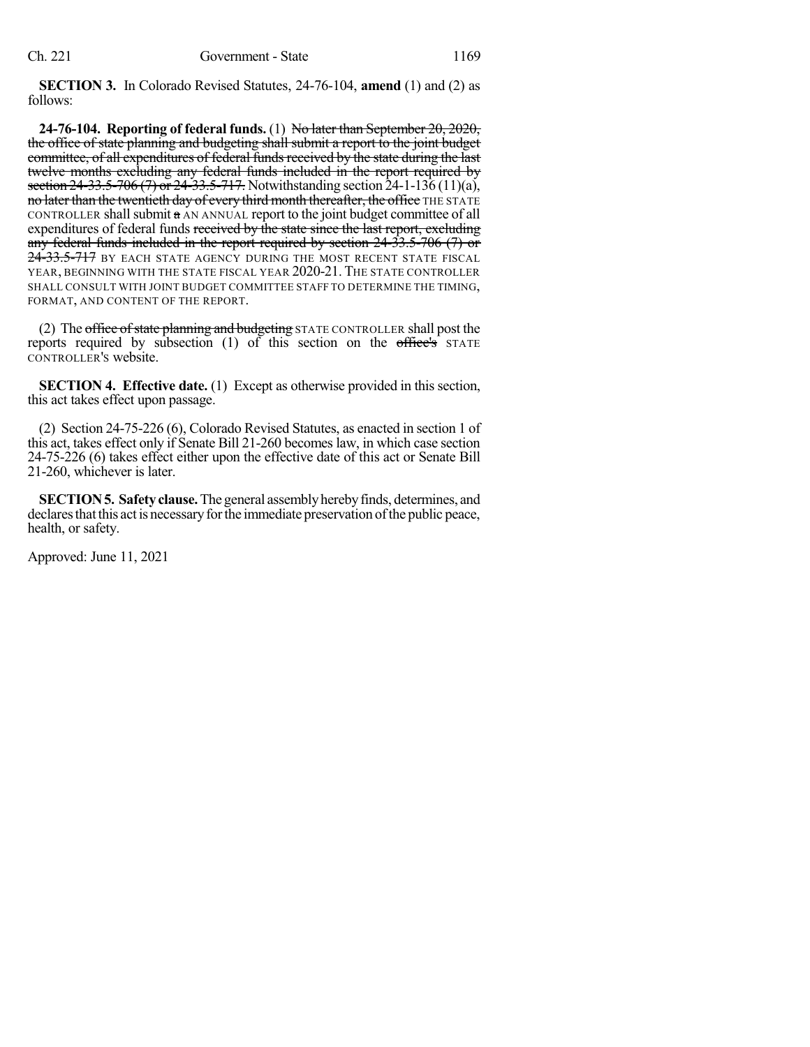**SECTION 3.** In Colorado Revised Statutes, 24-76-104, **amend** (1) and (2) as follows:

**24-76-104. Reporting of federal funds.** (1) ~~No later than September 20, 2020, the office of state planning and budgeting shall submit a report to the joint budget committee, of all expenditures of federal funds received by the state during the last twelve months excluding any federal funds included in the report required by section 24-33.5-706 (7) or 24-33.5-717.~~ Notwithstanding section 24-1-136 (11)(a), ~~no later than the twentieth day of every third month thereafter, the office~~ THE STATE CONTROLLER shall submit ~~a~~ AN ANNUAL report to the joint budget committee of all expenditures of federal funds ~~received by the state since the last report, excluding any federal funds included in the report required by section 24-33.5-706 (7) or 24-33.5-717~~ BY EACH STATE AGENCY DURING THE MOST RECENT STATE FISCAL YEAR, BEGINNING WITH THE STATE FISCAL YEAR 2020-21. THE STATE CONTROLLER SHALL CONSULT WITH JOINT BUDGET COMMITTEE STAFF TO DETERMINE THE TIMING, FORMAT, AND CONTENT OF THE REPORT.

(2) The ~~office of state planning and budgeting~~ STATE CONTROLLER shall post the reports required by subsection (1) of this section on the ~~office's~~ STATE CONTROLLER'S website.

**SECTION 4. Effective date.** (1) Except as otherwise provided in this section, this act takes effect upon passage.

(2) Section 24-75-226 (6), Colorado Revised Statutes, as enacted in section 1 of this act, takes effect only if Senate Bill 21-260 becomes law, in which case section 24-75-226 (6) takes effect either upon the effective date of this act or Senate Bill 21-260, whichever is later.

**SECTION 5. Safety clause.** The general assembly hereby finds, determines, and declares that this act is necessary for the immediate preservation of the public peace, health, or safety.

Approved: June 11, 2021